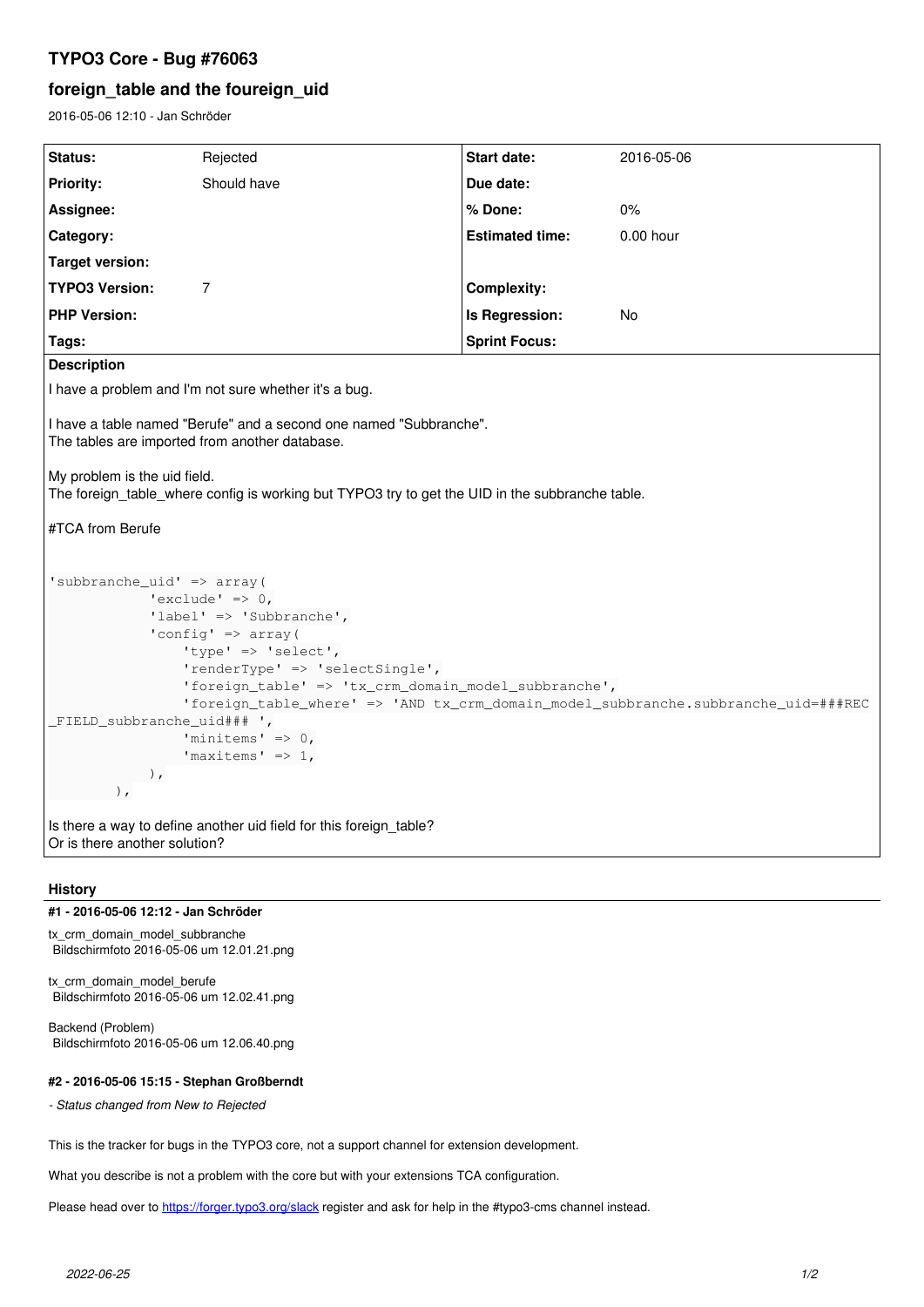# TYPO3 Core - Bug #76063

## foreign_table and the foureign_uid

2016-05-06 12:10 - Jan Schröder

| Status: | Rejected | Start date: | 2016-05-06 |
|---|---|---|---|
| Priority: | Should have | Due date: | |
| Assignee: | | % Done: | 0% |
| Category: | | Estimated time: | 0.00 hour |
| Target version: | | | |
| TYPO3 Version: | 7 | Complexity: | |
| PHP Version: | | Is Regression: | No |
| Tags: | | Sprint Focus: | |

**Description**

I have a problem and I'm not sure whether it's a bug.

I have a table named "Berufe" and a second one named "Subbranche".
The tables are imported from another database.

My problem is the uid field.
The foreign_table_where config is working but TYPO3 try to get the UID in the subbranche table.

#TCA from Berufe

```
'subbranche_uid' => array(
            'exclude' => 0,
            'label' => 'Subbranche',
            'config' => array(
                'type' => 'select',
                'renderType' => 'selectSingle',
                'foreign_table' => 'tx_crm_domain_model_subbranche',
                'foreign_table_where' => 'AND tx_crm_domain_model_subbranche.subbranche_uid=###REC_FIELD_subbranche_uid### ',
                'minitems' => 0,
                'maxitems' => 1,
            ),
        ),
```

Is there a way to define another uid field for this foreign_table?
Or is there another solution?

## History

### #1 - 2016-05-06 12:12 - Jan Schröder

tx_crm_domain_model_subbranche
Bildschirmfoto 2016-05-06 um 12.01.21.png

tx_crm_domain_model_berufe
Bildschirmfoto 2016-05-06 um 12.02.41.png

Backend (Problem)
Bildschirmfoto 2016-05-06 um 12.06.40.png

### #2 - 2016-05-06 15:15 - Stephan Großberndt

*- Status changed from New to Rejected*

This is the tracker for bugs in the TYPO3 core, not a support channel for extension development.

What you describe is not a problem with the core but with your extensions TCA configuration.

Please head over to https://forger.typo3.org/slack register and ask for help in the #typo3-cms channel instead.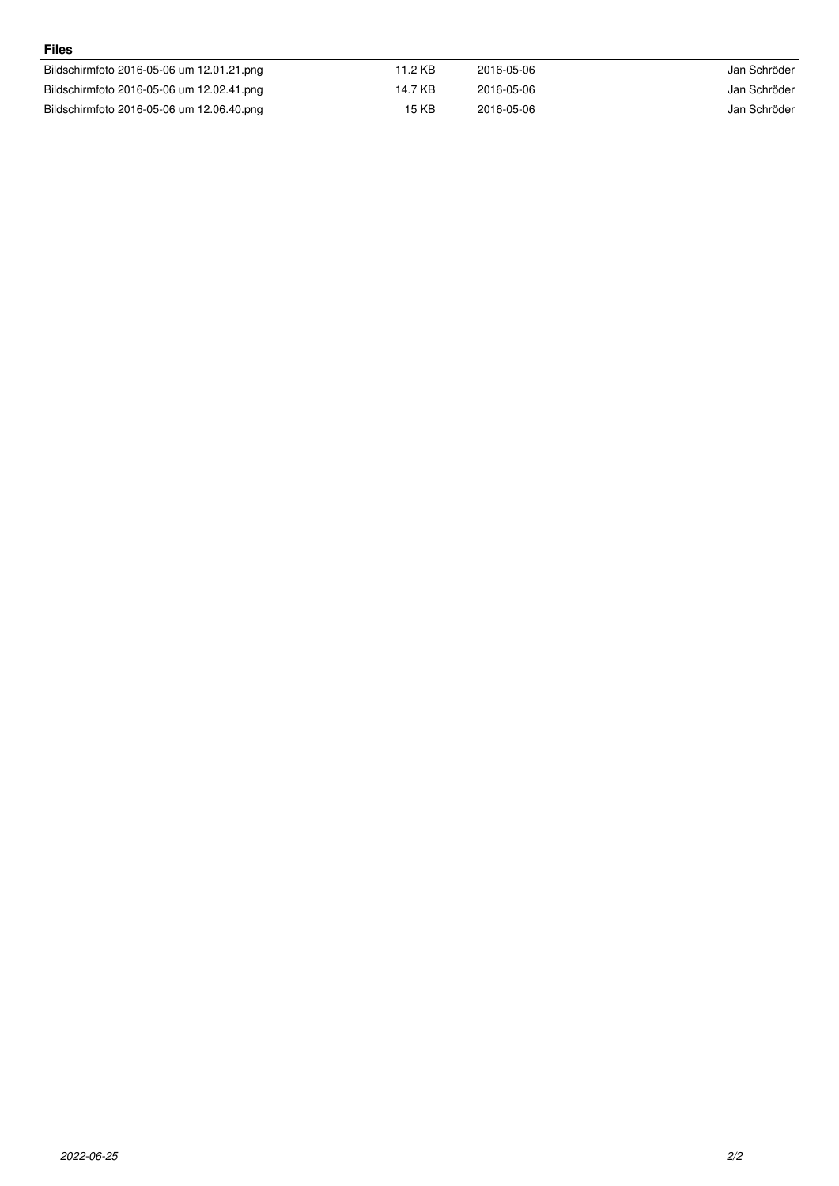**Files**

| | | | |
|---|---|---|---|
| Bildschirmfoto 2016-05-06 um 12.01.21.png | 11.2 KB | 2016-05-06 | Jan Schröder |
| Bildschirmfoto 2016-05-06 um 12.02.41.png | 14.7 KB | 2016-05-06 | Jan Schröder |
| Bildschirmfoto 2016-05-06 um 12.06.40.png | 15 KB | 2016-05-06 | Jan Schröder |